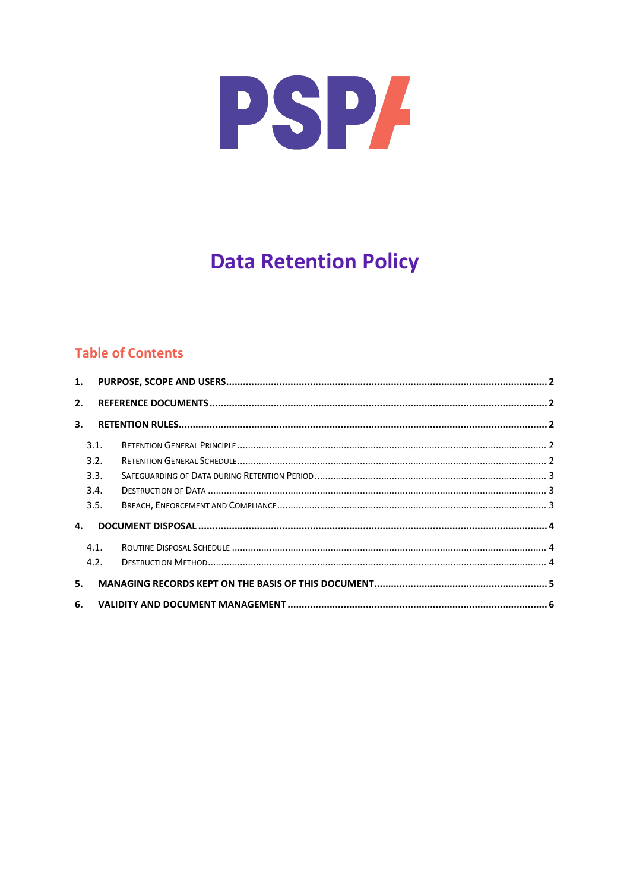PSP/

# Data Retention Policy

## Table of Contents

1. PURPOSE, SCOPE AND USERS ..... 2
2. REFERENCE DOCUMENTS ..... 2
3. RETENTION RULES ..... 2
   - 3.1. RETENTION GENERAL PRINCIPLE ..... 2
   - 3.2. RETENTION GENERAL SCHEDULE ..... 2
   - 3.3. SAFEGUARDING OF DATA DURING RETENTION PERIOD ..... 3
   - 3.4. DESTRUCTION OF DATA ..... 3
   - 3.5. BREACH, ENFORCEMENT AND COMPLIANCE ..... 3
4. DOCUMENT DISPOSAL ..... 4
   - 4.1. ROUTINE DISPOSAL SCHEDULE ..... 4
   - 4.2. DESTRUCTION METHOD ..... 4
5. MANAGING RECORDS KEPT ON THE BASIS OF THIS DOCUMENT ..... 5
6. VALIDITY AND DOCUMENT MANAGEMENT ..... 6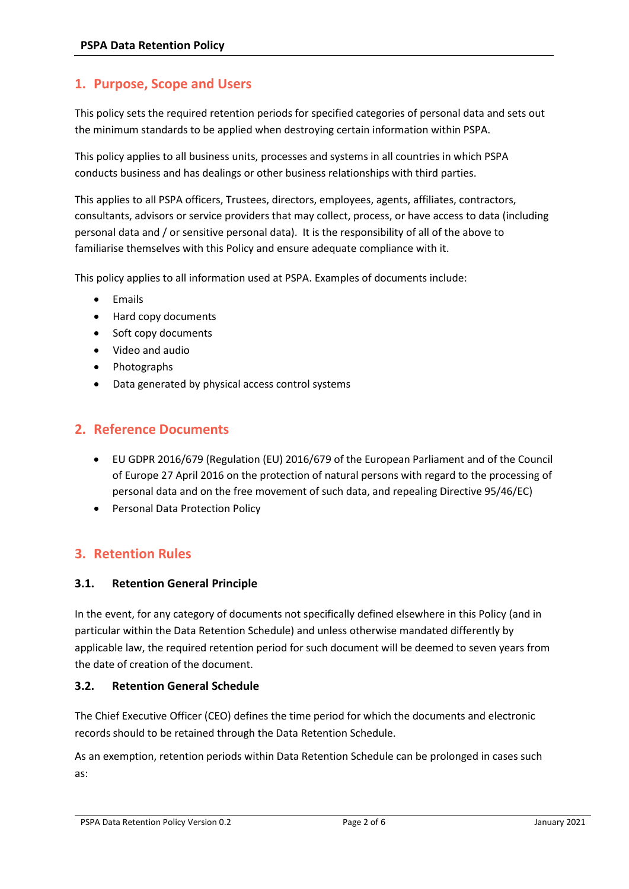## 1. Purpose, Scope and Users

This policy sets the required retention periods for specified categories of personal data and sets out the minimum standards to be applied when destroying certain information within PSPA.

This policy applies to all business units, processes and systems in all countries in which PSPA conducts business and has dealings or other business relationships with third parties.

This applies to all PSPA officers, Trustees, directors, employees, agents, affiliates, contractors, consultants, advisors or service providers that may collect, process, or have access to data (including personal data and / or sensitive personal data). It is the responsibility of all of the above to familiarise themselves with this Policy and ensure adequate compliance with it.

This policy applies to all information used at PSPA. Examples of documents include:

- Emails
- Hard copy documents
- Soft copy documents
- Video and audio
- Photographs
- Data generated by physical access control systems

## 2. Reference Documents

- EU GDPR 2016/679 (Regulation (EU) 2016/679 of the European Parliament and of the Council of Europe 27 April 2016 on the protection of natural persons with regard to the processing of personal data and on the free movement of such data, and repealing Directive 95/46/EC)
- Personal Data Protection Policy

## 3. Retention Rules

### 3.1. Retention General Principle

In the event, for any category of documents not specifically defined elsewhere in this Policy (and in particular within the Data Retention Schedule) and unless otherwise mandated differently by applicable law, the required retention period for such document will be deemed to seven years from the date of creation of the document.

### 3.2. Retention General Schedule

The Chief Executive Officer (CEO) defines the time period for which the documents and electronic records should to be retained through the Data Retention Schedule.

As an exemption, retention periods within Data Retention Schedule can be prolonged in cases such as: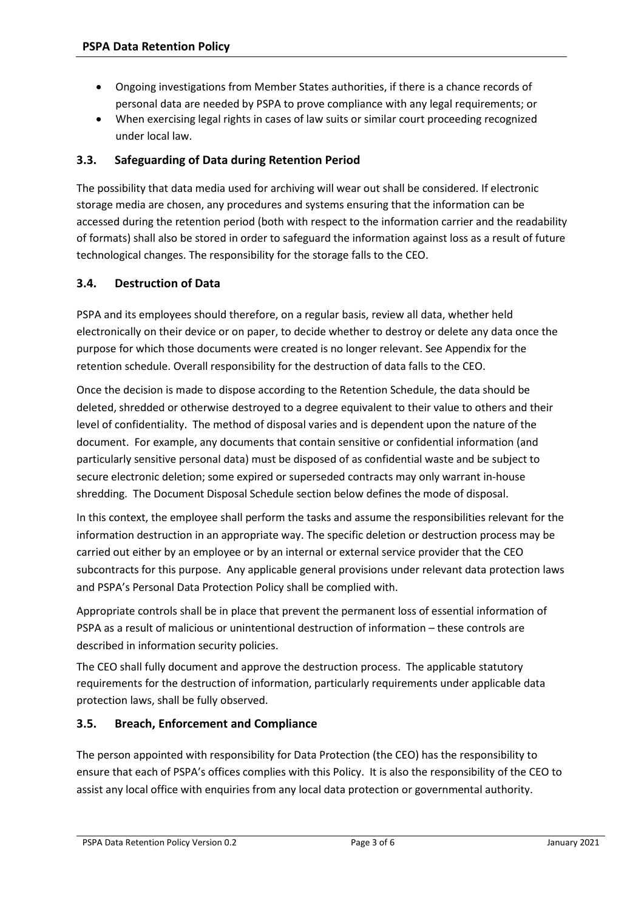- Ongoing investigations from Member States authorities, if there is a chance records of personal data are needed by PSPA to prove compliance with any legal requirements; or
- When exercising legal rights in cases of law suits or similar court proceeding recognized under local law.

### 3.3. Safeguarding of Data during Retention Period

The possibility that data media used for archiving will wear out shall be considered. If electronic storage media are chosen, any procedures and systems ensuring that the information can be accessed during the retention period (both with respect to the information carrier and the readability of formats) shall also be stored in order to safeguard the information against loss as a result of future technological changes. The responsibility for the storage falls to the CEO.

### 3.4. Destruction of Data

PSPA and its employees should therefore, on a regular basis, review all data, whether held electronically on their device or on paper, to decide whether to destroy or delete any data once the purpose for which those documents were created is no longer relevant. See Appendix for the retention schedule. Overall responsibility for the destruction of data falls to the CEO.

Once the decision is made to dispose according to the Retention Schedule, the data should be deleted, shredded or otherwise destroyed to a degree equivalent to their value to others and their level of confidentiality. The method of disposal varies and is dependent upon the nature of the document. For example, any documents that contain sensitive or confidential information (and particularly sensitive personal data) must be disposed of as confidential waste and be subject to secure electronic deletion; some expired or superseded contracts may only warrant in-house shredding. The Document Disposal Schedule section below defines the mode of disposal.

In this context, the employee shall perform the tasks and assume the responsibilities relevant for the information destruction in an appropriate way. The specific deletion or destruction process may be carried out either by an employee or by an internal or external service provider that the CEO subcontracts for this purpose. Any applicable general provisions under relevant data protection laws and PSPA's Personal Data Protection Policy shall be complied with.

Appropriate controls shall be in place that prevent the permanent loss of essential information of PSPA as a result of malicious or unintentional destruction of information – these controls are described in information security policies.

The CEO shall fully document and approve the destruction process. The applicable statutory requirements for the destruction of information, particularly requirements under applicable data protection laws, shall be fully observed.

### 3.5. Breach, Enforcement and Compliance

The person appointed with responsibility for Data Protection (the CEO) has the responsibility to ensure that each of PSPA's offices complies with this Policy. It is also the responsibility of the CEO to assist any local office with enquiries from any local data protection or governmental authority.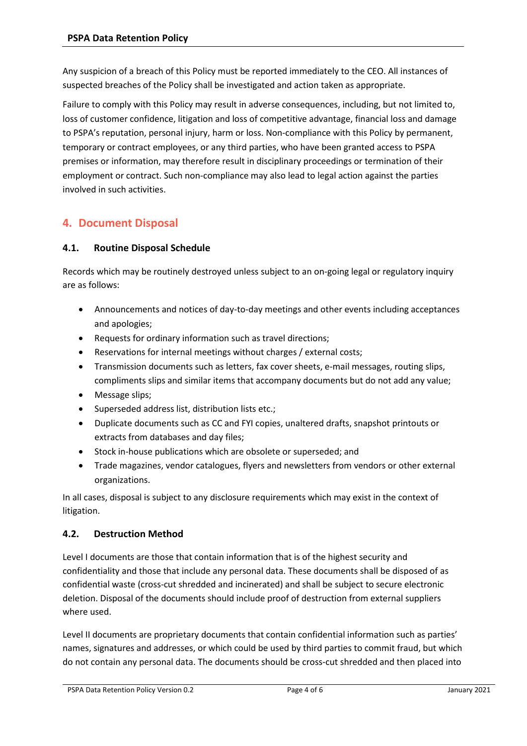Any suspicion of a breach of this Policy must be reported immediately to the CEO. All instances of suspected breaches of the Policy shall be investigated and action taken as appropriate.

Failure to comply with this Policy may result in adverse consequences, including, but not limited to, loss of customer confidence, litigation and loss of competitive advantage, financial loss and damage to PSPA's reputation, personal injury, harm or loss. Non-compliance with this Policy by permanent, temporary or contract employees, or any third parties, who have been granted access to PSPA premises or information, may therefore result in disciplinary proceedings or termination of their employment or contract. Such non-compliance may also lead to legal action against the parties involved in such activities.

## 4. Document Disposal

### 4.1. Routine Disposal Schedule

Records which may be routinely destroyed unless subject to an on-going legal or regulatory inquiry are as follows:

- Announcements and notices of day-to-day meetings and other events including acceptances and apologies;
- Requests for ordinary information such as travel directions;
- Reservations for internal meetings without charges / external costs;
- Transmission documents such as letters, fax cover sheets, e-mail messages, routing slips, compliments slips and similar items that accompany documents but do not add any value;
- Message slips;
- Superseded address list, distribution lists etc.;
- Duplicate documents such as CC and FYI copies, unaltered drafts, snapshot printouts or extracts from databases and day files;
- Stock in-house publications which are obsolete or superseded; and
- Trade magazines, vendor catalogues, flyers and newsletters from vendors or other external organizations.

In all cases, disposal is subject to any disclosure requirements which may exist in the context of litigation.

### 4.2. Destruction Method

Level I documents are those that contain information that is of the highest security and confidentiality and those that include any personal data. These documents shall be disposed of as confidential waste (cross-cut shredded and incinerated) and shall be subject to secure electronic deletion. Disposal of the documents should include proof of destruction from external suppliers where used.

Level II documents are proprietary documents that contain confidential information such as parties' names, signatures and addresses, or which could be used by third parties to commit fraud, but which do not contain any personal data. The documents should be cross-cut shredded and then placed into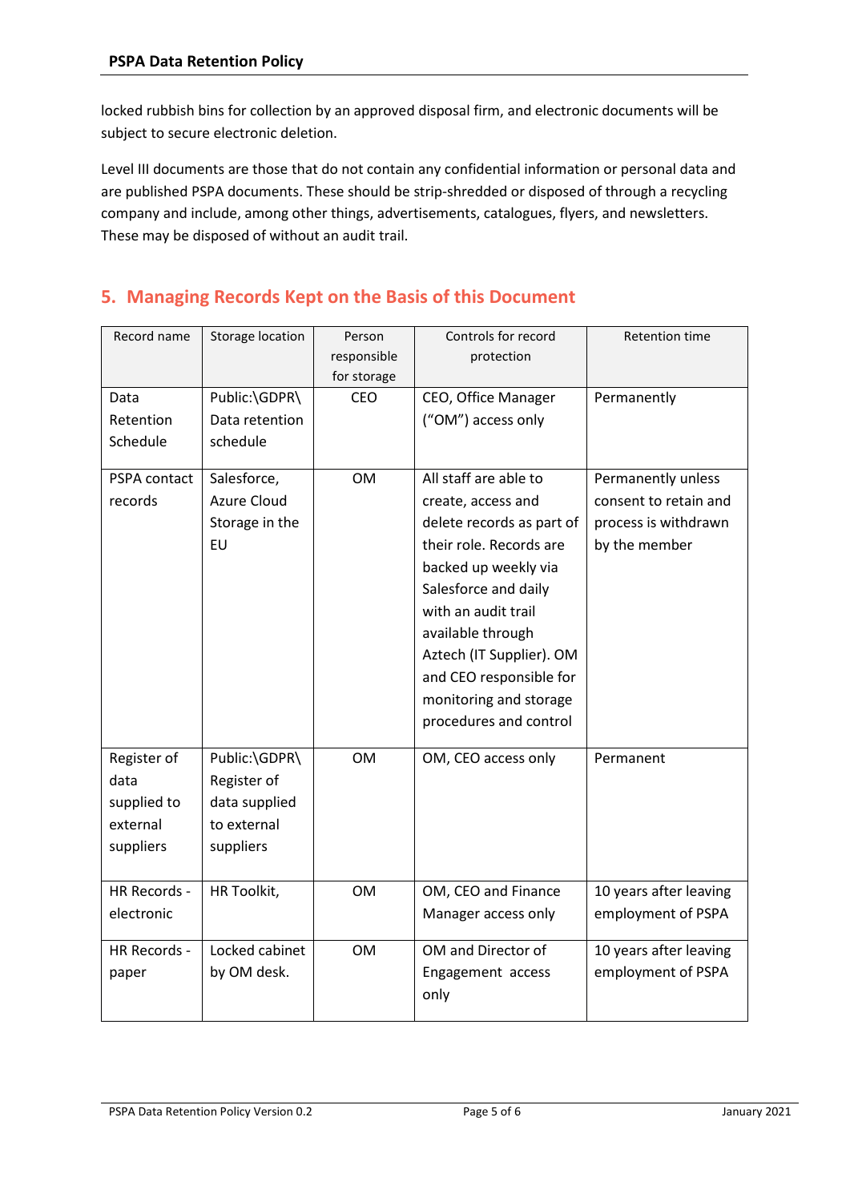locked rubbish bins for collection by an approved disposal firm, and electronic documents will be subject to secure electronic deletion.

Level III documents are those that do not contain any confidential information or personal data and are published PSPA documents. These should be strip-shredded or disposed of through a recycling company and include, among other things, advertisements, catalogues, flyers, and newsletters. These may be disposed of without an audit trail.

## 5. Managing Records Kept on the Basis of this Document

| Record name | Storage location | Person responsible for storage | Controls for record protection | Retention time |
|---|---|---|---|---|
| Data Retention Schedule | Public:\GDPR\ Data retention schedule | CEO | CEO, Office Manager ("OM") access only | Permanently |
| PSPA contact records | Salesforce, Azure Cloud Storage in the EU | OM | All staff are able to create, access and delete records as part of their role. Records are backed up weekly via Salesforce and daily with an audit trail available through Aztech (IT Supplier). OM and CEO responsible for monitoring and storage procedures and control | Permanently unless consent to retain and process is withdrawn by the member |
| Register of data supplied to external suppliers | Public:\GDPR\ Register of data supplied to external suppliers | OM | OM, CEO access only | Permanent |
| HR Records - electronic | HR Toolkit, | OM | OM, CEO and Finance Manager access only | 10 years after leaving employment of PSPA |
| HR Records - paper | Locked cabinet by OM desk. | OM | OM and Director of Engagement access only | 10 years after leaving employment of PSPA |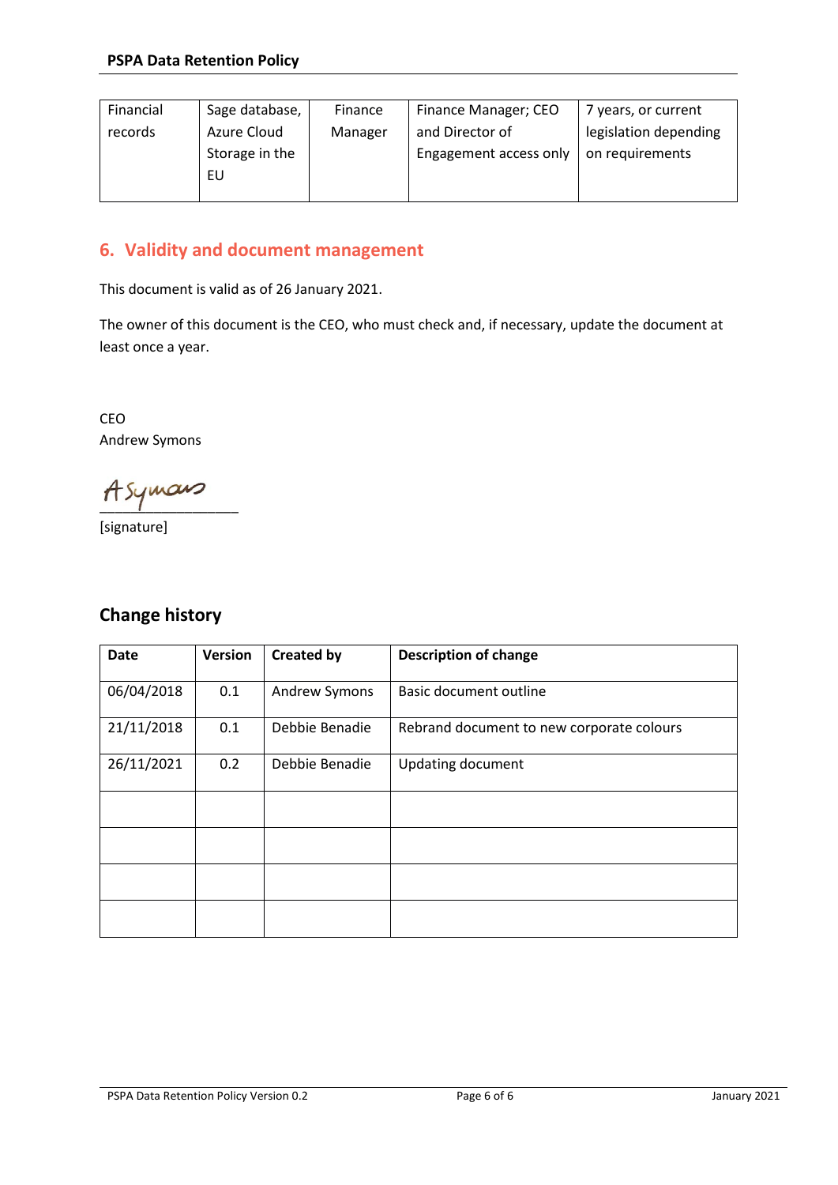| | | | | |
|---|---|---|---|---|
| Financial records | Sage database, Azure Cloud Storage in the EU | Finance Manager | Finance Manager; CEO and Director of Engagement access only | 7 years, or current legislation depending on requirements |

## 6. Validity and document management

This document is valid as of 26 January 2021.

The owner of this document is the CEO, who must check and, if necessary, update the document at least once a year.

CEO
Andrew Symons

A Symons
[signature]

## Change history

| Date | Version | Created by | Description of change |
|---|---|---|---|
| 06/04/2018 | 0.1 | Andrew Symons | Basic document outline |
| 21/11/2018 | 0.1 | Debbie Benadie | Rebrand document to new corporate colours |
| 26/11/2021 | 0.2 | Debbie Benadie | Updating document |
| | | | |
| | | | |
| | | | |
| | | | |